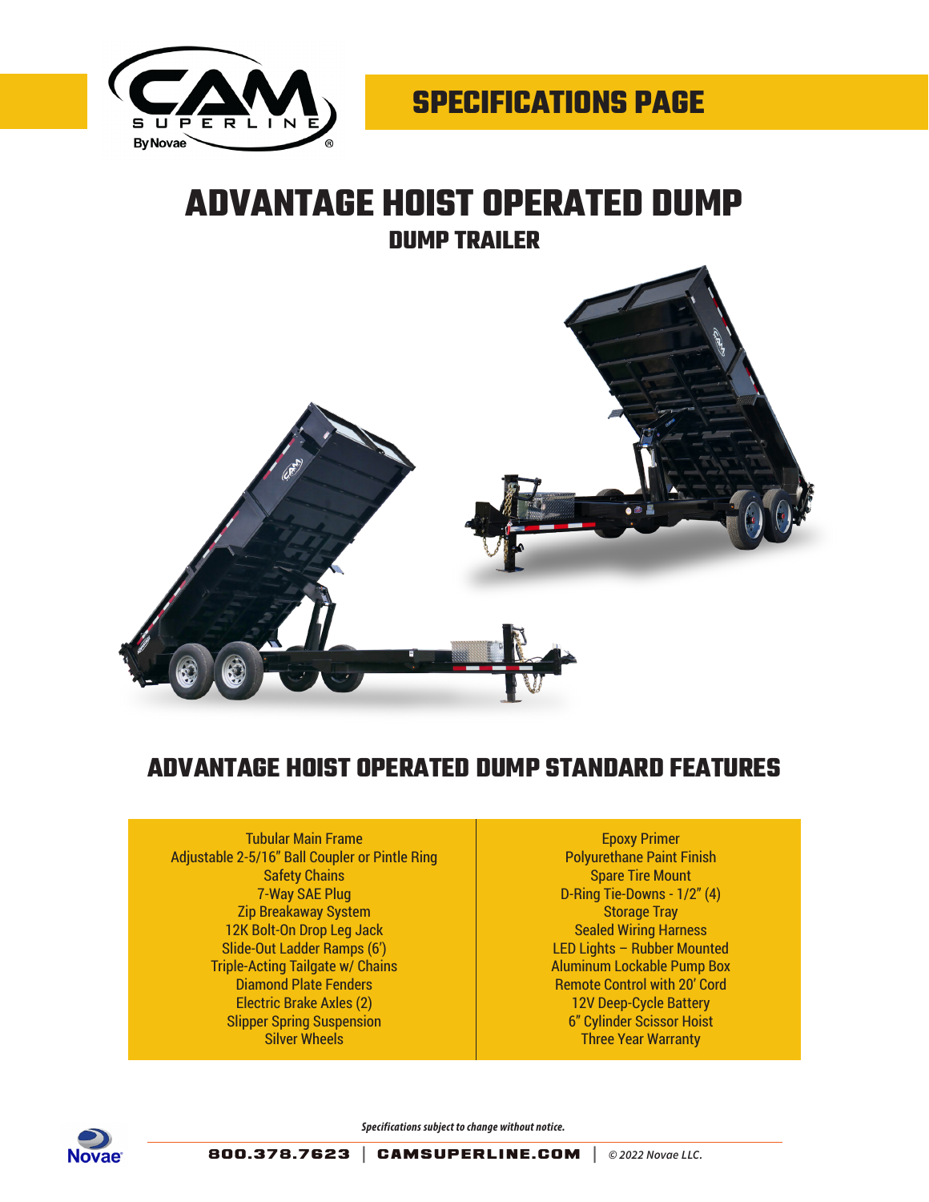SPECIFICATIONS PAGE

# ADVANTAGE HOIST OPERATED DUMP

## DUMP TRAILER

## ADVANTAGE HOIST OPERATED DUMP STANDARD FEATURES

| | |
|---|---|
| Tubular Main Frame | Epoxy Primer |
| Adjustable 2-5/16" Ball Coupler or Pintle Ring | Polyurethane Paint Finish |
| Safety Chains | Spare Tire Mount |
| 7-Way SAE Plug | D-Ring Tie-Downs - 1/2" (4) |
| Zip Breakaway System | Storage Tray |
| 12K Bolt-On Drop Leg Jack | Sealed Wiring Harness |
| Slide-Out Ladder Ramps (6') | LED Lights – Rubber Mounted |
| Triple-Acting Tailgate w/ Chains | Aluminum Lockable Pump Box |
| Diamond Plate Fenders | Remote Control with 20' Cord |
| Electric Brake Axles (2) | 12V Deep-Cycle Battery |
| Slipper Spring Suspension | 6" Cylinder Scissor Hoist |
| Silver Wheels | Three Year Warranty |

*Specifications subject to change without notice.*

800.378.7623 | CAMSUPERLINE.COM | *© 2022 Novae LLC.*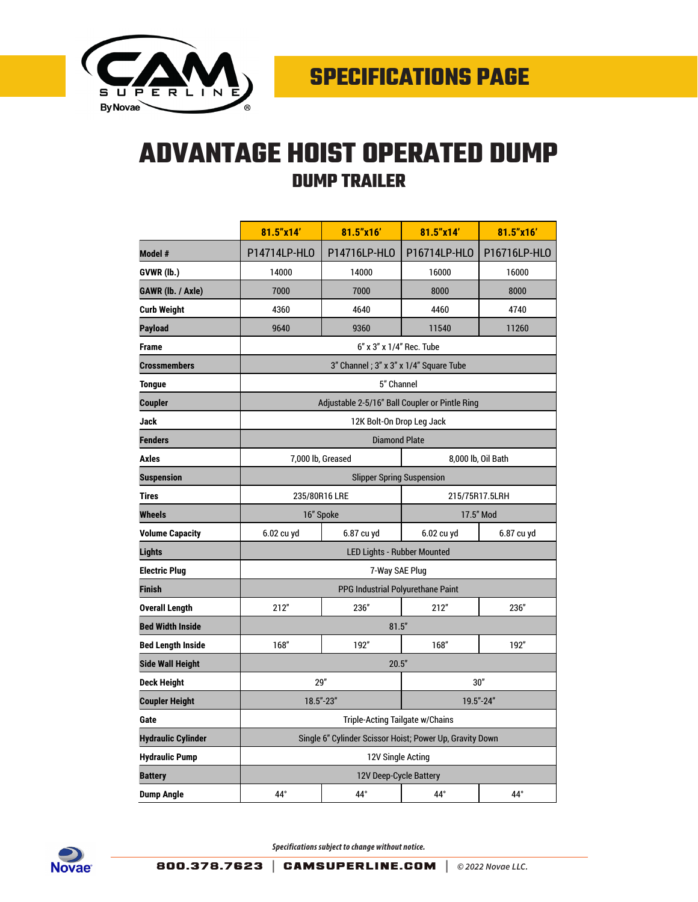# SPECIFICATIONS PAGE

# ADVANTAGE HOIST OPERATED DUMP

## DUMP TRAILER

| | 81.5"x14' | 81.5"x16' | 81.5"x14' | 81.5"x16' |
|---|---|---|---|---|
| **Model #** | P14714LP-HLO | P14716LP-HLO | P16714LP-HLO | P16716LP-HLO |
| **GVWR (lb.)** | 14000 | 14000 | 16000 | 16000 |
| **GAWR (lb. / Axle)** | 7000 | 7000 | 8000 | 8000 |
| **Curb Weight** | 4360 | 4640 | 4460 | 4740 |
| **Payload** | 9640 | 9360 | 11540 | 11260 |
| **Frame** | 6" x 3" x 1/4" Rec. Tube | | | |
| **Crossmembers** | 3" Channel ; 3" x 3" x 1/4" Square Tube | | | |
| **Tongue** | 5" Channel | | | |
| **Coupler** | Adjustable 2-5/16" Ball Coupler or Pintle Ring | | | |
| **Jack** | 12K Bolt-On Drop Leg Jack | | | |
| **Fenders** | Diamond Plate | | | |
| **Axles** | 7,000 lb, Greased | | 8,000 lb, Oil Bath | |
| **Suspension** | Slipper Spring Suspension | | | |
| **Tires** | 235/80R16 LRE | | 215/75R17.5LRH | |
| **Wheels** | 16" Spoke | | 17.5" Mod | |
| **Volume Capacity** | 6.02 cu yd | 6.87 cu yd | 6.02 cu yd | 6.87 cu yd |
| **Lights** | LED Lights - Rubber Mounted | | | |
| **Electric Plug** | 7-Way SAE Plug | | | |
| **Finish** | PPG Industrial Polyurethane Paint | | | |
| **Overall Length** | 212" | 236" | 212" | 236" |
| **Bed Width Inside** | 81.5" | | | |
| **Bed Length Inside** | 168" | 192" | 168" | 192" |
| **Side Wall Height** | 20.5" | | | |
| **Deck Height** | 29" | | 30" | |
| **Coupler Height** | 18.5"-23" | | 19.5"-24" | |
| **Gate** | Triple-Acting Tailgate w/Chains | | | |
| **Hydraulic Cylinder** | Single 6" Cylinder Scissor Hoist; Power Up, Gravity Down | | | |
| **Hydraulic Pump** | 12V Single Acting | | | |
| **Battery** | 12V Deep-Cycle Battery | | | |
| **Dump Angle** | 44° | 44° | 44° | 44° |

*Specifications subject to change without notice.*

800.378.7623 | CAMSUPERLINE.COM | *© 2022 Novae LLC.*